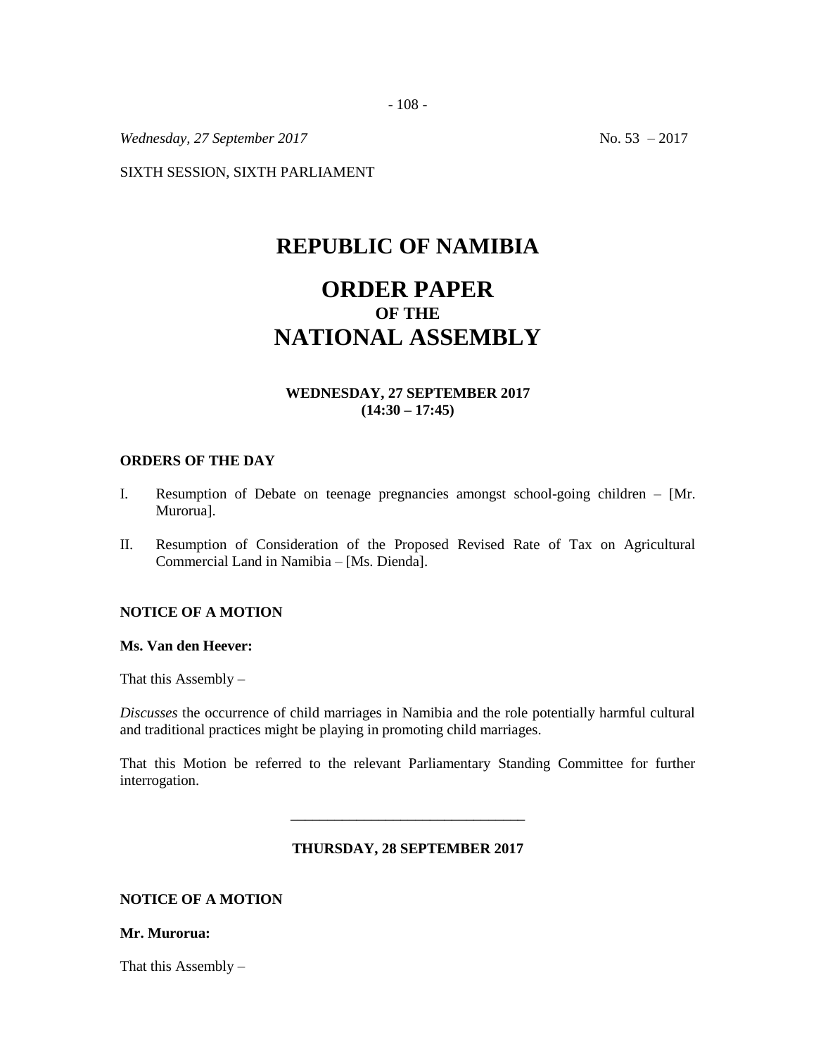*Wednesday, 27 September 2017* No. 53 – 2017

SIXTH SESSION, SIXTH PARLIAMENT

# REPUBLIC OF NAMIBIA

# ORDER PAPER
## OF THE
# NATIONAL ASSEMBLY

**WEDNESDAY, 27 SEPTEMBER 2017**
**(14:30 – 17:45)**

### ORDERS OF THE DAY

I. Resumption of Debate on teenage pregnancies amongst school-going children – [Mr. Murorua].

II. Resumption of Consideration of the Proposed Revised Rate of Tax on Agricultural Commercial Land in Namibia – [Ms. Dienda].

### NOTICE OF A MOTION

**Ms. Van den Heever:**

That this Assembly –

*Discusses* the occurrence of child marriages in Namibia and the role potentially harmful cultural and traditional practices might be playing in promoting child marriages.

That this Motion be referred to the relevant Parliamentary Standing Committee for further interrogation.

---

**THURSDAY, 28 SEPTEMBER 2017**

### NOTICE OF A MOTION

**Mr. Murorua:**

That this Assembly –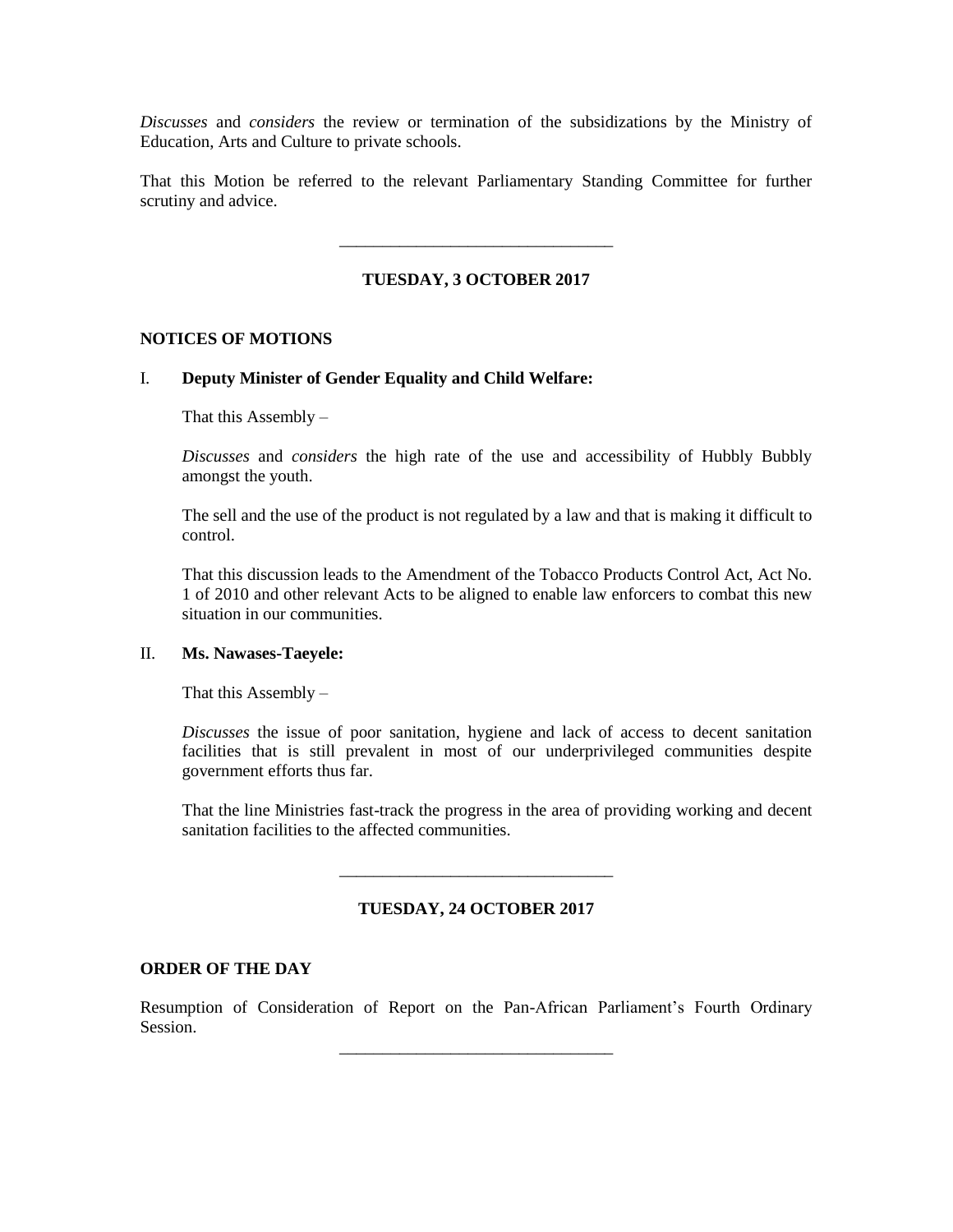*Discusses* and *considers* the review or termination of the subsidizations by the Ministry of Education, Arts and Culture to private schools.

That this Motion be referred to the relevant Parliamentary Standing Committee for further scrutiny and advice.

---

**TUESDAY, 3 OCTOBER 2017**

**NOTICES OF MOTIONS**

I. **Deputy Minister of Gender Equality and Child Welfare:**

That this Assembly –

*Discusses* and *considers* the high rate of the use and accessibility of Hubbly Bubbly amongst the youth.

The sell and the use of the product is not regulated by a law and that is making it difficult to control.

That this discussion leads to the Amendment of the Tobacco Products Control Act, Act No. 1 of 2010 and other relevant Acts to be aligned to enable law enforcers to combat this new situation in our communities.

II. **Ms. Nawases-Taeyele:**

That this Assembly –

*Discusses* the issue of poor sanitation, hygiene and lack of access to decent sanitation facilities that is still prevalent in most of our underprivileged communities despite government efforts thus far.

That the line Ministries fast-track the progress in the area of providing working and decent sanitation facilities to the affected communities.

---

**TUESDAY, 24 OCTOBER 2017**

**ORDER OF THE DAY**

Resumption of Consideration of Report on the Pan-African Parliament's Fourth Ordinary Session.

---